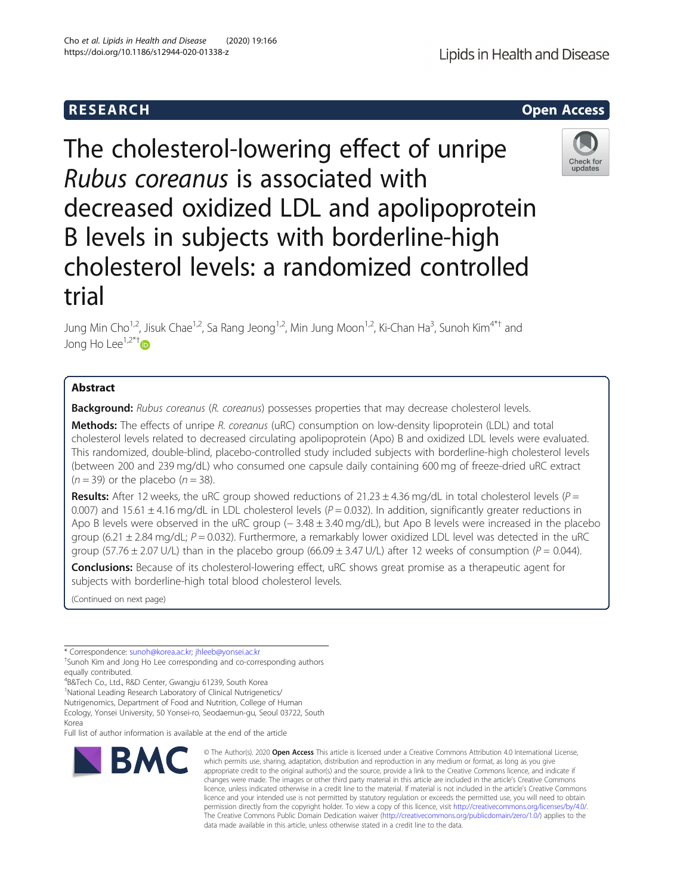RESEARCH

Open Access

# The cholesterol-lowering effect of unripe *Rubus coreanus* is associated with decreased oxidized LDL and apolipoprotein B levels in subjects with borderline-high cholesterol levels: a randomized controlled trial

Jung Min Cho[1,2], Jisuk Chae[1,2], Sa Rang Jeong[1,2], Min Jung Moon[1,2], Ki-Chan Ha[3], Sunoh Kim[4*†] and Jong Ho Lee[1,2*†]

## Abstract

**Background:** *Rubus coreanus* (*R. coreanus*) possesses properties that may decrease cholesterol levels.

**Methods:** The effects of unripe *R. coreanus* (uRC) consumption on low-density lipoprotein (LDL) and total cholesterol levels related to decreased circulating apolipoprotein (Apo) B and oxidized LDL levels were evaluated. This randomized, double-blind, placebo-controlled study included subjects with borderline-high cholesterol levels (between 200 and 239 mg/dL) who consumed one capsule daily containing 600 mg of freeze-dried uRC extract ($n = 39$) or the placebo ($n = 38$).

**Results:** After 12 weeks, the uRC group showed reductions of 21.23 ± 4.36 mg/dL in total cholesterol levels ($P = 0.007$) and 15.61 ± 4.16 mg/dL in LDL cholesterol levels ($P = 0.032$). In addition, significantly greater reductions in Apo B levels were observed in the uRC group (− 3.48 ± 3.40 mg/dL), but Apo B levels were increased in the placebo group (6.21 ± 2.84 mg/dL; $P = 0.032$). Furthermore, a remarkably lower oxidized LDL level was detected in the uRC group (57.76 ± 2.07 U/L) than in the placebo group (66.09 ± 3.47 U/L) after 12 weeks of consumption ($P = 0.044$).

**Conclusions:** Because of its cholesterol-lowering effect, uRC shows great promise as a therapeutic agent for subjects with borderline-high total blood cholesterol levels.

(Continued on next page)

\* Correspondence: sunoh@korea.ac.kr; jhleeb@yonsei.ac.kr

†Sunoh Kim and Jong Ho Lee corresponding and co-corresponding authors equally contributed.

[4]B&Tech Co., Ltd., R&D Center, Gwangju 61239, South Korea

[1]National Leading Research Laboratory of Clinical Nutrigenetics/Nutrigenomics, Department of Food and Nutrition, College of Human Ecology, Yonsei University, 50 Yonsei-ro, Seodaemun-gu, Seoul 03722, South Korea

Full list of author information is available at the end of the article

© The Author(s). 2020 **Open Access** This article is licensed under a Creative Commons Attribution 4.0 International License, which permits use, sharing, adaptation, distribution and reproduction in any medium or format, as long as you give appropriate credit to the original author(s) and the source, provide a link to the Creative Commons licence, and indicate if changes were made. The images or other third party material in this article are included in the article's Creative Commons licence, unless indicated otherwise in a credit line to the material. If material is not included in the article's Creative Commons licence and your intended use is not permitted by statutory regulation or exceeds the permitted use, you will need to obtain permission directly from the copyright holder. To view a copy of this licence, visit http://creativecommons.org/licenses/by/4.0/. The Creative Commons Public Domain Dedication waiver (http://creativecommons.org/publicdomain/zero/1.0/) applies to the data made available in this article, unless otherwise stated in a credit line to the data.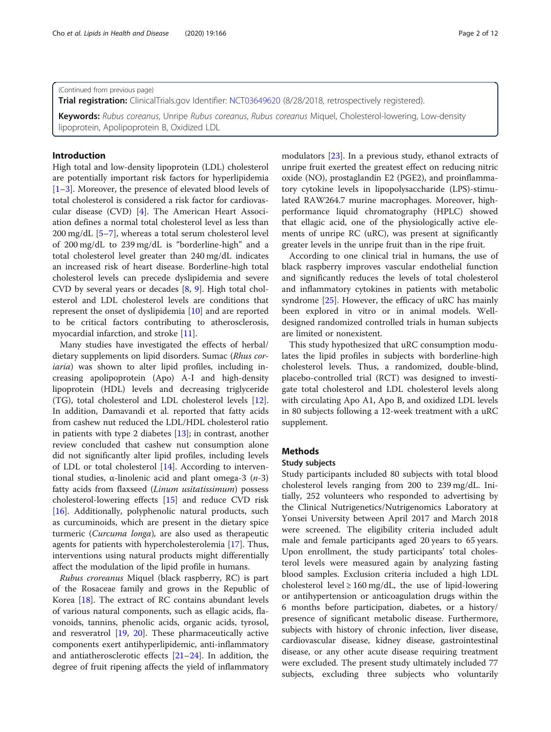(Continued from previous page)

**Trial registration:** ClinicalTrials.gov Identifier: NCT03649620 (8/28/2018, retrospectively registered).

**Keywords:** *Rubus coreanus*, Unripe *Rubus coreanus*, *Rubus coreanus* Miquel, Cholesterol-lowering, Low-density lipoprotein, Apolipoprotein B, Oxidized LDL

## Introduction

High total and low-density lipoprotein (LDL) cholesterol are potentially important risk factors for hyperlipidemia [1–3]. Moreover, the presence of elevated blood levels of total cholesterol is considered a risk factor for cardiovascular disease (CVD) [4]. The American Heart Association defines a normal total cholesterol level as less than 200 mg/dL [5–7], whereas a total serum cholesterol level of 200 mg/dL to 239 mg/dL is "borderline-high" and a total cholesterol level greater than 240 mg/dL indicates an increased risk of heart disease. Borderline-high total cholesterol levels can precede dyslipidemia and severe CVD by several years or decades [8, 9]. High total cholesterol and LDL cholesterol levels are conditions that represent the onset of dyslipidemia [10] and are reported to be critical factors contributing to atherosclerosis, myocardial infarction, and stroke [11].

Many studies have investigated the effects of herbal/dietary supplements on lipid disorders. Sumac (*Rhus coriaria*) was shown to alter lipid profiles, including increasing apolipoprotein (Apo) A-I and high-density lipoprotein (HDL) levels and decreasing triglyceride (TG), total cholesterol and LDL cholesterol levels [12]. In addition, Damavandi et al. reported that fatty acids from cashew nut reduced the LDL/HDL cholesterol ratio in patients with type 2 diabetes [13]; in contrast, another review concluded that cashew nut consumption alone did not significantly alter lipid profiles, including levels of LDL or total cholesterol [14]. According to interventional studies, α-linolenic acid and plant omega-3 ($n$-3) fatty acids from flaxseed (*Linum usitatissimum*) possess cholesterol-lowering effects [15] and reduce CVD risk [16]. Additionally, polyphenolic natural products, such as curcuminoids, which are present in the dietary spice turmeric (*Curcuma longa*), are also used as therapeutic agents for patients with hypercholesterolemia [17]. Thus, interventions using natural products might differentially affect the modulation of the lipid profile in humans.

*Rubus croreanus* Miquel (black raspberry, RC) is part of the Rosaceae family and grows in the Republic of Korea [18]. The extract of RC contains abundant levels of various natural components, such as ellagic acids, flavonoids, tannins, phenolic acids, organic acids, tyrosol, and resveratrol [19, 20]. These pharmaceutically active components exert antihyperlipidemic, anti-inflammatory and antiatherosclerotic effects [21–24]. In addition, the degree of fruit ripening affects the yield of inflammatory modulators [23]. In a previous study, ethanol extracts of unripe fruit exerted the greatest effect on reducing nitric oxide (NO), prostaglandin E2 (PGE2), and proinflammatory cytokine levels in lipopolysaccharide (LPS)-stimulated RAW264.7 murine macrophages. Moreover, high-performance liquid chromatography (HPLC) showed that ellagic acid, one of the physiologically active elements of unripe RC (uRC), was present at significantly greater levels in the unripe fruit than in the ripe fruit.

According to one clinical trial in humans, the use of black raspberry improves vascular endothelial function and significantly reduces the levels of total cholesterol and inflammatory cytokines in patients with metabolic syndrome [25]. However, the efficacy of uRC has mainly been explored in vitro or in animal models. Well-designed randomized controlled trials in human subjects are limited or nonexistent.

This study hypothesized that uRC consumption modulates the lipid profiles in subjects with borderline-high cholesterol levels. Thus, a randomized, double-blind, placebo-controlled trial (RCT) was designed to investigate total cholesterol and LDL cholesterol levels along with circulating Apo A1, Apo B, and oxidized LDL levels in 80 subjects following a 12-week treatment with a uRC supplement.

## Methods

### Study subjects

Study participants included 80 subjects with total blood cholesterol levels ranging from 200 to 239 mg/dL. Initially, 252 volunteers who responded to advertising by the Clinical Nutrigenetics/Nutrigenomics Laboratory at Yonsei University between April 2017 and March 2018 were screened. The eligibility criteria included adult male and female participants aged 20 years to 65 years. Upon enrollment, the study participants' total cholesterol levels were measured again by analyzing fasting blood samples. Exclusion criteria included a high LDL cholesterol level ≥ 160 mg/dL, the use of lipid-lowering or antihypertension or anticoagulation drugs within the 6 months before participation, diabetes, or a history/presence of significant metabolic disease. Furthermore, subjects with history of chronic infection, liver disease, cardiovascular disease, kidney disease, gastrointestinal disease, or any other acute disease requiring treatment were excluded. The present study ultimately included 77 subjects, excluding three subjects who voluntarily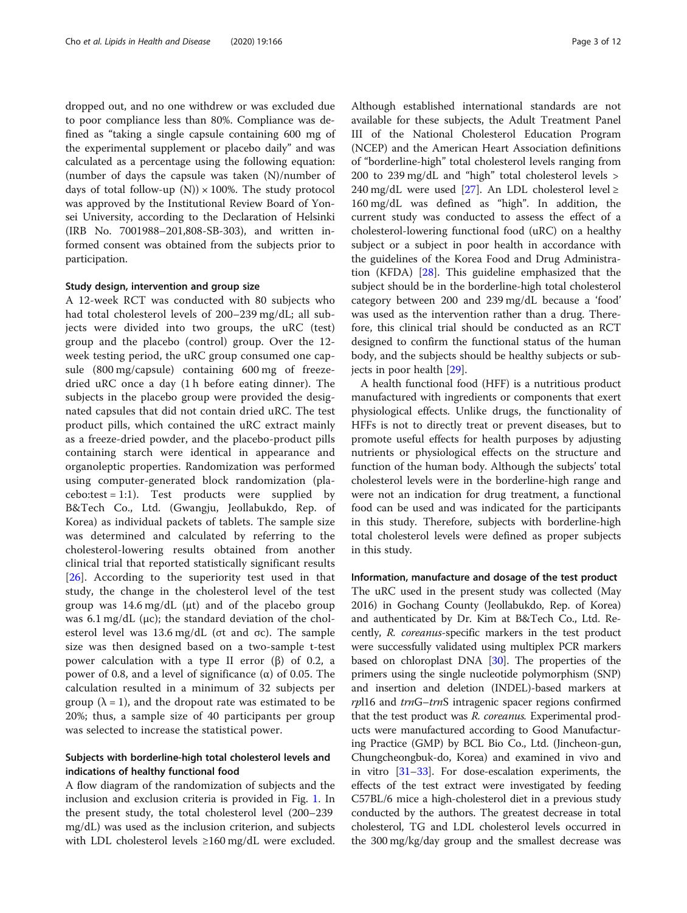dropped out, and no one withdrew or was excluded due to poor compliance less than 80%. Compliance was defined as "taking a single capsule containing 600 mg of the experimental supplement or placebo daily" and was calculated as a percentage using the following equation: (number of days the capsule was taken (N)/number of days of total follow-up (N)) × 100%. The study protocol was approved by the Institutional Review Board of Yonsei University, according to the Declaration of Helsinki (IRB No. 7001988–201,808-SB-303), and written informed consent was obtained from the subjects prior to participation.

#### Study design, intervention and group size

A 12-week RCT was conducted with 80 subjects who had total cholesterol levels of 200–239 mg/dL; all subjects were divided into two groups, the uRC (test) group and the placebo (control) group. Over the 12-week testing period, the uRC group consumed one capsule (800 mg/capsule) containing 600 mg of freeze-dried uRC once a day (1 h before eating dinner). The subjects in the placebo group were provided the designated capsules that did not contain dried uRC. The test product pills, which contained the uRC extract mainly as a freeze-dried powder, and the placebo-product pills containing starch were identical in appearance and organoleptic properties. Randomization was performed using computer-generated block randomization (placebo:test = 1:1). Test products were supplied by B&Tech Co., Ltd. (Gwangju, Jeollabukdo, Rep. of Korea) as individual packets of tablets. The sample size was determined and calculated by referring to the cholesterol-lowering results obtained from another clinical trial that reported statistically significant results [26]. According to the superiority test used in that study, the change in the cholesterol level of the test group was 14.6 mg/dL ($\mu t$) and of the placebo group was 6.1 mg/dL ($\mu c$); the standard deviation of the cholesterol level was 13.6 mg/dL ($\sigma t$ and $\sigma c$). The sample size was then designed based on a two-sample t-test power calculation with a type II error ($\beta$) of 0.2, a power of 0.8, and a level of significance ($\alpha$) of 0.05. The calculation resulted in a minimum of 32 subjects per group ($\lambda = 1$), and the dropout rate was estimated to be 20%; thus, a sample size of 40 participants per group was selected to increase the statistical power.

#### Subjects with borderline-high total cholesterol levels and indications of healthy functional food

A flow diagram of the randomization of subjects and the inclusion and exclusion criteria is provided in Fig. 1. In the present study, the total cholesterol level (200–239 mg/dL) was used as the inclusion criterion, and subjects with LDL cholesterol levels ≥160 mg/dL were excluded. Although established international standards are not available for these subjects, the Adult Treatment Panel III of the National Cholesterol Education Program (NCEP) and the American Heart Association definitions of "borderline-high" total cholesterol levels ranging from 200 to 239 mg/dL and "high" total cholesterol levels > 240 mg/dL were used [27]. An LDL cholesterol level ≥ 160 mg/dL was defined as "high". In addition, the current study was conducted to assess the effect of a cholesterol-lowering functional food (uRC) on a healthy subject or a subject in poor health in accordance with the guidelines of the Korea Food and Drug Administration (KFDA) [28]. This guideline emphasized that the subject should be in the borderline-high total cholesterol category between 200 and 239 mg/dL because a 'food' was used as the intervention rather than a drug. Therefore, this clinical trial should be conducted as an RCT designed to confirm the functional status of the human body, and the subjects should be healthy subjects or subjects in poor health [29].

A health functional food (HFF) is a nutritious product manufactured with ingredients or components that exert physiological effects. Unlike drugs, the functionality of HFFs is not to directly treat or prevent diseases, but to promote useful effects for health purposes by adjusting nutrients or physiological effects on the structure and function of the human body. Although the subjects' total cholesterol levels were in the borderline-high range and were not an indication for drug treatment, a functional food can be used and was indicated for the participants in this study. Therefore, subjects with borderline-high total cholesterol levels were defined as proper subjects in this study.

#### Information, manufacture and dosage of the test product

The uRC used in the present study was collected (May 2016) in Gochang County (Jeollabukdo, Rep. of Korea) and authenticated by Dr. Kim at B&Tech Co., Ltd. Recently, *R. coreanus*-specific markers in the test product were successfully validated using multiplex PCR markers based on chloroplast DNA [30]. The properties of the primers using the single nucleotide polymorphism (SNP) and insertion and deletion (INDEL)-based markers at *rpl*16 and *trn*G–*trn*S intragenic spacer regions confirmed that the test product was *R. coreanus.* Experimental products were manufactured according to Good Manufacturing Practice (GMP) by BCL Bio Co., Ltd. (Jincheon-gun, Chungcheongbuk-do, Korea) and examined in vivo and in vitro [31–33]. For dose-escalation experiments, the effects of the test extract were investigated by feeding C57BL/6 mice a high-cholesterol diet in a previous study conducted by the authors. The greatest decrease in total cholesterol, TG and LDL cholesterol levels occurred in the 300 mg/kg/day group and the smallest decrease was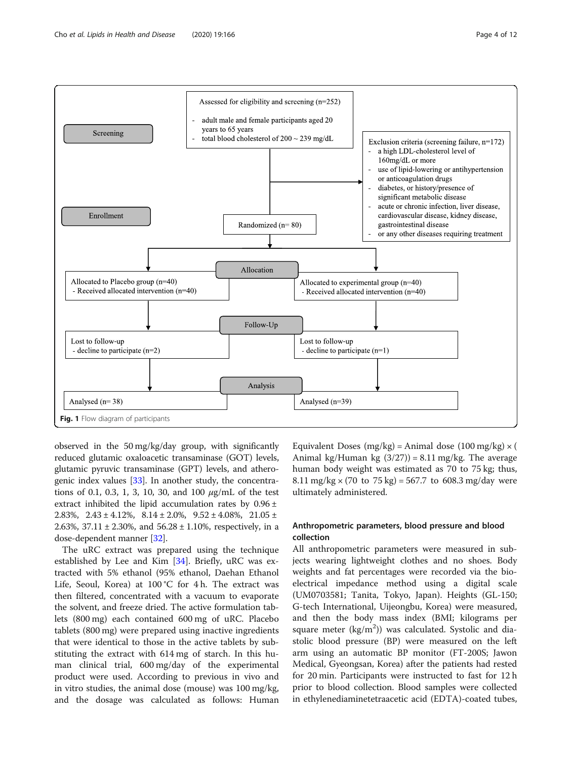Screening

Assessed for eligibility and screening (n=252)

- adult male and female participants aged 20 years to 65 years
- total blood cholesterol of 200 ~ 239 mg/dL

Exclusion criteria (screening failure, n=172)

- a high LDL-cholesterol level of 160mg/dL or more
- use of lipid-lowering or antihypertension or anticoagulation drugs
- diabetes, or history/presence of significant metabolic disease
- acute or chronic infection, liver disease, cardiovascular disease, kidney disease, gastrointestinal disease
- or any other diseases requiring treatment

Enrollment

Randomized (n= 80)

Allocation

Allocated to Placebo group (n=40)
- Received allocated intervention (n=40)

Allocated to experimental group (n=40)
- Received allocated intervention (n=40)

Follow-Up

Lost to follow-up
- decline to participate (n=2)

Lost to follow-up
- decline to participate (n=1)

Analysis

Analysed (n= 38)

Analysed (n=39)

**Fig. 1** Flow diagram of participants

observed in the 50 mg/kg/day group, with significantly reduced glutamic oxaloacetic transaminase (GOT) levels, glutamic pyruvic transaminase (GPT) levels, and atherogenic index values [33]. In another study, the concentrations of 0.1, 0.3, 1, 3, 10, 30, and 100 $\mu$g/mL of the test extract inhibited the lipid accumulation rates by 0.96 ± 2.83%, 2.43 ± 4.12%, 8.14 ± 2.0%, 9.52 ± 4.08%, 21.05 ± 2.63%, 37.11 ± 2.30%, and 56.28 ± 1.10%, respectively, in a dose-dependent manner [32].

The uRC extract was prepared using the technique established by Lee and Kim [34]. Briefly, uRC was extracted with 5% ethanol (95% ethanol, Daehan Ethanol Life, Seoul, Korea) at 100 °C for 4 h. The extract was then filtered, concentrated with a vacuum to evaporate the solvent, and freeze dried. The active formulation tablets (800 mg) each contained 600 mg of uRC. Placebo tablets (800 mg) were prepared using inactive ingredients that were identical to those in the active tablets by substituting the extract with 614 mg of starch. In this human clinical trial, 600 mg/day of the experimental product were used. According to previous in vivo and in vitro studies, the animal dose (mouse) was 100 mg/kg, and the dosage was calculated as follows: Human Equivalent Doses (mg/kg) = Animal dose (100 mg/kg) × (Animal kg/Human kg (3/27)) = 8.11 mg/kg. The average human body weight was estimated as 70 to 75 kg; thus, 8.11 mg/kg × (70 to 75 kg) = 567.7 to 608.3 mg/day were ultimately administered.

## Anthropometric parameters, blood pressure and blood collection

All anthropometric parameters were measured in subjects wearing lightweight clothes and no shoes. Body weights and fat percentages were recorded via the bioelectrical impedance method using a digital scale (UM0703581; Tanita, Tokyo, Japan). Heights (GL-150; G-tech International, Uijeongbu, Korea) were measured, and then the body mass index (BMI; kilograms per square meter ($kg/m^2$)) was calculated. Systolic and diastolic blood pressure (BP) were measured on the left arm using an automatic BP monitor (FT-200S; Jawon Medical, Gyeongsan, Korea) after the patients had rested for 20 min. Participants were instructed to fast for 12 h prior to blood collection. Blood samples were collected in ethylenediaminetetraacetic acid (EDTA)-coated tubes,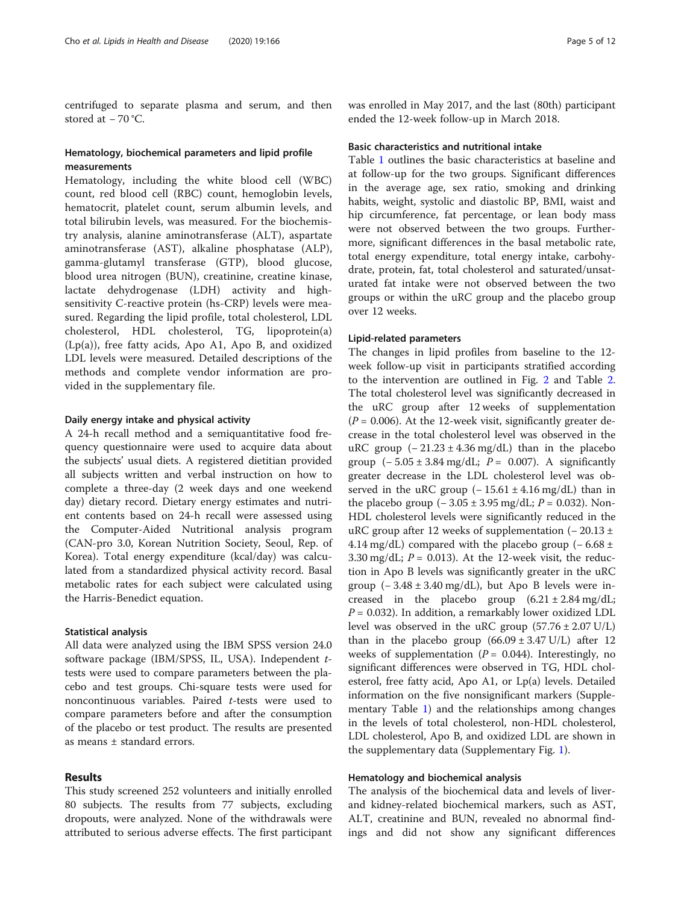centrifuged to separate plasma and serum, and then stored at − 70 °C.

### Hematology, biochemical parameters and lipid profile measurements

Hematology, including the white blood cell (WBC) count, red blood cell (RBC) count, hemoglobin levels, hematocrit, platelet count, serum albumin levels, and total bilirubin levels, was measured. For the biochemistry analysis, alanine aminotransferase (ALT), aspartate aminotransferase (AST), alkaline phosphatase (ALP), gamma-glutamyl transferase (GTP), blood glucose, blood urea nitrogen (BUN), creatinine, creatine kinase, lactate dehydrogenase (LDH) activity and high-sensitivity C-reactive protein (hs-CRP) levels were measured. Regarding the lipid profile, total cholesterol, LDL cholesterol, HDL cholesterol, TG, lipoprotein(a) (Lp(a)), free fatty acids, Apo A1, Apo B, and oxidized LDL levels were measured. Detailed descriptions of the methods and complete vendor information are provided in the supplementary file.

### Daily energy intake and physical activity

A 24-h recall method and a semiquantitative food frequency questionnaire were used to acquire data about the subjects' usual diets. A registered dietitian provided all subjects written and verbal instruction on how to complete a three-day (2 week days and one weekend day) dietary record. Dietary energy estimates and nutrient contents based on 24-h recall were assessed using the Computer-Aided Nutritional analysis program (CAN-pro 3.0, Korean Nutrition Society, Seoul, Rep. of Korea). Total energy expenditure (kcal/day) was calculated from a standardized physical activity record. Basal metabolic rates for each subject were calculated using the Harris-Benedict equation.

### Statistical analysis

All data were analyzed using the IBM SPSS version 24.0 software package (IBM/SPSS, IL, USA). Independent *t*-tests were used to compare parameters between the placebo and test groups. Chi-square tests were used for noncontinuous variables. Paired *t*-tests were used to compare parameters before and after the consumption of the placebo or test product. The results are presented as means ± standard errors.

## Results

This study screened 252 volunteers and initially enrolled 80 subjects. The results from 77 subjects, excluding dropouts, were analyzed. None of the withdrawals were attributed to serious adverse effects. The first participant was enrolled in May 2017, and the last (80th) participant ended the 12-week follow-up in March 2018.

### Basic characteristics and nutritional intake

Table 1 outlines the basic characteristics at baseline and at follow-up for the two groups. Significant differences in the average age, sex ratio, smoking and drinking habits, weight, systolic and diastolic BP, BMI, waist and hip circumference, fat percentage, or lean body mass were not observed between the two groups. Furthermore, significant differences in the basal metabolic rate, total energy expenditure, total energy intake, carbohydrate, protein, fat, total cholesterol and saturated/unsaturated fat intake were not observed between the two groups or within the uRC group and the placebo group over 12 weeks.

### Lipid-related parameters

The changes in lipid profiles from baseline to the 12-week follow-up visit in participants stratified according to the intervention are outlined in Fig. 2 and Table 2. The total cholesterol level was significantly decreased in the uRC group after 12 weeks of supplementation ($P = 0.006$). At the 12-week visit, significantly greater decrease in the total cholesterol level was observed in the uRC group (− 21.23 ± 4.36 mg/dL) than in the placebo group (− 5.05 ± 3.84 mg/dL; $P = 0.007$). A significantly greater decrease in the LDL cholesterol level was observed in the uRC group (− 15.61 ± 4.16 mg/dL) than in the placebo group (− 3.05 ± 3.95 mg/dL; $P = 0.032$). Non-HDL cholesterol levels were significantly reduced in the uRC group after 12 weeks of supplementation (− 20.13 ± 4.14 mg/dL) compared with the placebo group (− 6.68 ± 3.30 mg/dL; $P = 0.013$). At the 12-week visit, the reduction in Apo B levels was significantly greater in the uRC group (− 3.48 ± 3.40 mg/dL), but Apo B levels were increased in the placebo group (6.21 ± 2.84 mg/dL; $P = 0.032$). In addition, a remarkably lower oxidized LDL level was observed in the uRC group (57.76 ± 2.07 U/L) than in the placebo group (66.09 ± 3.47 U/L) after 12 weeks of supplementation ($P = 0.044$). Interestingly, no significant differences were observed in TG, HDL cholesterol, free fatty acid, Apo A1, or Lp(a) levels. Detailed information on the five nonsignificant markers (Supplementary Table 1) and the relationships among changes in the levels of total cholesterol, non-HDL cholesterol, LDL cholesterol, Apo B, and oxidized LDL are shown in the supplementary data (Supplementary Fig. 1).

### Hematology and biochemical analysis

The analysis of the biochemical data and levels of liver- and kidney-related biochemical markers, such as AST, ALT, creatinine and BUN, revealed no abnormal findings and did not show any significant differences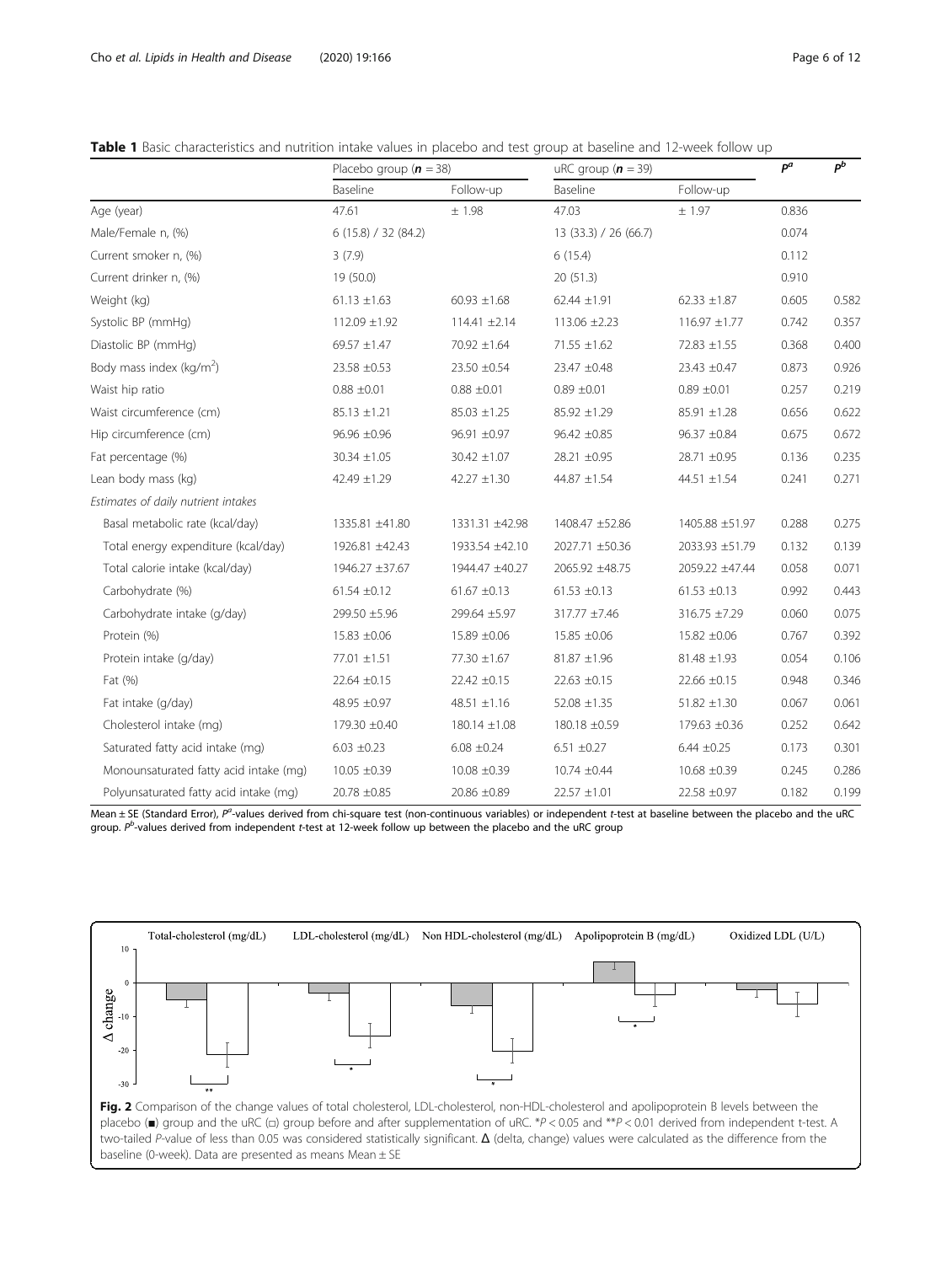**Table 1** Basic characteristics and nutrition intake values in placebo and test group at baseline and 12-week follow up

| | Placebo group (*n* = 38) | | uRC group (*n* = 39) | | $P^a$ | $P^b$ |
|---|---|---|---|---|---|---|
| | Baseline | Follow-up | Baseline | Follow-up | | |
| Age (year) | 47.61 | ± 1.98 | 47.03 | ± 1.97 | 0.836 | |
| Male/Female n, (%) | 6 (15.8) / 32 (84.2) | | 13 (33.3) / 26 (66.7) | | 0.074 | |
| Current smoker n, (%) | 3 (7.9) | | 6 (15.4) | | 0.112 | |
| Current drinker n, (%) | 19 (50.0) | | 20 (51.3) | | 0.910 | |
| Weight (kg) | 61.13 ±1.63 | 60.93 ±1.68 | 62.44 ±1.91 | 62.33 ±1.87 | 0.605 | 0.582 |
| Systolic BP (mmHg) | 112.09 ±1.92 | 114.41 ±2.14 | 113.06 ±2.23 | 116.97 ±1.77 | 0.742 | 0.357 |
| Diastolic BP (mmHg) | 69.57 ±1.47 | 70.92 ±1.64 | 71.55 ±1.62 | 72.83 ±1.55 | 0.368 | 0.400 |
| Body mass index (kg/m$^2$) | 23.58 ±0.53 | 23.50 ±0.54 | 23.47 ±0.48 | 23.43 ±0.47 | 0.873 | 0.926 |
| Waist hip ratio | 0.88 ±0.01 | 0.88 ±0.01 | 0.89 ±0.01 | 0.89 ±0.01 | 0.257 | 0.219 |
| Waist circumference (cm) | 85.13 ±1.21 | 85.03 ±1.25 | 85.92 ±1.29 | 85.91 ±1.28 | 0.656 | 0.622 |
| Hip circumference (cm) | 96.96 ±0.96 | 96.91 ±0.97 | 96.42 ±0.85 | 96.37 ±0.84 | 0.675 | 0.672 |
| Fat percentage (%) | 30.34 ±1.05 | 30.42 ±1.07 | 28.21 ±0.95 | 28.71 ±0.95 | 0.136 | 0.235 |
| Lean body mass (kg) | 42.49 ±1.29 | 42.27 ±1.30 | 44.87 ±1.54 | 44.51 ±1.54 | 0.241 | 0.271 |
| *Estimates of daily nutrient intakes* | | | | | | |
| Basal metabolic rate (kcal/day) | 1335.81 ±41.80 | 1331.31 ±42.98 | 1408.47 ±52.86 | 1405.88 ±51.97 | 0.288 | 0.275 |
| Total energy expenditure (kcal/day) | 1926.81 ±42.43 | 1933.54 ±42.10 | 2027.71 ±50.36 | 2033.93 ±51.79 | 0.132 | 0.139 |
| Total calorie intake (kcal/day) | 1946.27 ±37.67 | 1944.47 ±40.27 | 2065.92 ±48.75 | 2059.22 ±47.44 | 0.058 | 0.071 |
| Carbohydrate (%) | 61.54 ±0.12 | 61.67 ±0.13 | 61.53 ±0.13 | 61.53 ±0.13 | 0.992 | 0.443 |
| Carbohydrate intake (g/day) | 299.50 ±5.96 | 299.64 ±5.97 | 317.77 ±7.46 | 316.75 ±7.29 | 0.060 | 0.075 |
| Protein (%) | 15.83 ±0.06 | 15.89 ±0.06 | 15.85 ±0.06 | 15.82 ±0.06 | 0.767 | 0.392 |
| Protein intake (g/day) | 77.01 ±1.51 | 77.30 ±1.67 | 81.87 ±1.96 | 81.48 ±1.93 | 0.054 | 0.106 |
| Fat (%) | 22.64 ±0.15 | 22.42 ±0.15 | 22.63 ±0.15 | 22.66 ±0.15 | 0.948 | 0.346 |
| Fat intake (g/day) | 48.95 ±0.97 | 48.51 ±1.16 | 52.08 ±1.35 | 51.82 ±1.30 | 0.067 | 0.061 |
| Cholesterol intake (mg) | 179.30 ±0.40 | 180.14 ±1.08 | 180.18 ±0.59 | 179.63 ±0.36 | 0.252 | 0.642 |
| Saturated fatty acid intake (mg) | 6.03 ±0.23 | 6.08 ±0.24 | 6.51 ±0.27 | 6.44 ±0.25 | 0.173 | 0.301 |
| Monounsaturated fatty acid intake (mg) | 10.05 ±0.39 | 10.08 ±0.39 | 10.74 ±0.44 | 10.68 ±0.39 | 0.245 | 0.286 |
| Polyunsaturated fatty acid intake (mg) | 20.78 ±0.85 | 20.86 ±0.89 | 22.57 ±1.01 | 22.58 ±0.97 | 0.182 | 0.199 |

Mean ± SE (Standard Error), $P^a$-values derived from chi-square test (non-continuous variables) or independent *t*-test at baseline between the placebo and the uRC group. $P^b$-values derived from independent *t*-test at 12-week follow up between the placebo and the uRC group

**Fig. 2** Comparison of the change values of total cholesterol, LDL-cholesterol, non-HDL-cholesterol and apolipoprotein B levels between the placebo (■) group and the uRC (□) group before and after supplementation of uRC. *$P < 0.05$ and **$P < 0.01$ derived from independent t-test. A two-tailed *P*-value of less than 0.05 was considered statistically significant. Δ (delta, change) values were calculated as the difference from the baseline (0-week). Data are presented as means Mean ± SE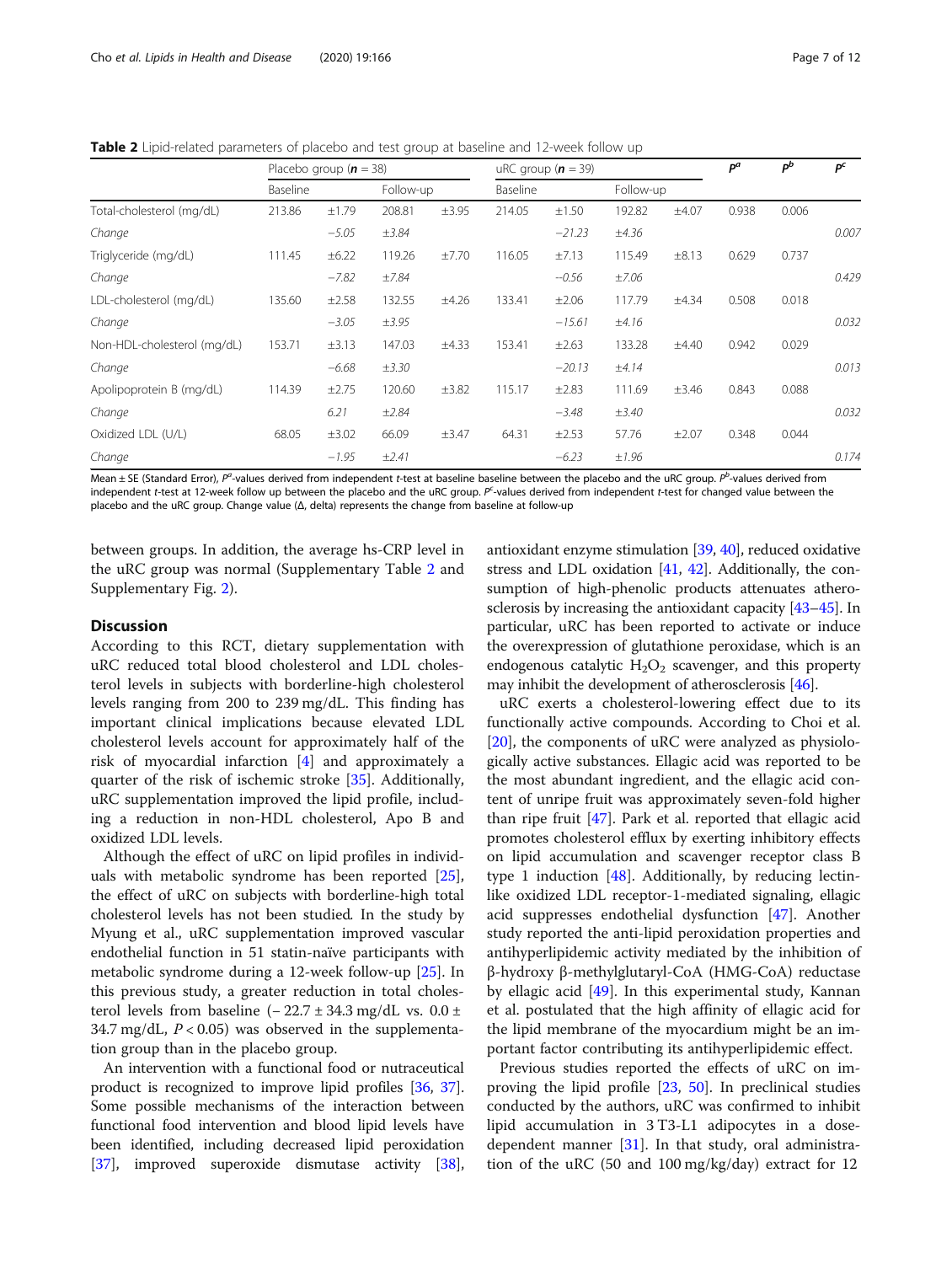**Table 2** Lipid-related parameters of placebo and test group at baseline and 12-week follow up

| | Placebo group (**n** = 38) | | | | uRC group (**n** = 39) | | | | $P^a$ | $P^b$ | $P^c$ |
|---|---|---|---|---|---|---|---|---|---|---|---|
| | Baseline | | Follow-up | | Baseline | | Follow-up | | | | |
| Total-cholesterol (mg/dL) | 213.86 | ±1.79 | 208.81 | ±3.95 | 214.05 | ±1.50 | 192.82 | ±4.07 | 0.938 | 0.006 | |
| *Change* | | *−5.05* | *±3.84* | | | *−21.23* | *±4.36* | | | | *0.007* |
| Triglyceride (mg/dL) | 111.45 | ±6.22 | 119.26 | ±7.70 | 116.05 | ±7.13 | 115.49 | ±8.13 | 0.629 | 0.737 | |
| *Change* | | *−7.82* | *±7.84* | | | *−0.56* | *±7.06* | | | | *0.429* |
| LDL-cholesterol (mg/dL) | 135.60 | ±2.58 | 132.55 | ±4.26 | 133.41 | ±2.06 | 117.79 | ±4.34 | 0.508 | 0.018 | |
| *Change* | | *−3.05* | *±3.95* | | | *−15.61* | *±4.16* | | | | *0.032* |
| Non-HDL-cholesterol (mg/dL) | 153.71 | ±3.13 | 147.03 | ±4.33 | 153.41 | ±2.63 | 133.28 | ±4.40 | 0.942 | 0.029 | |
| *Change* | | *−6.68* | *±3.30* | | | *−20.13* | *±4.14* | | | | *0.013* |
| Apolipoprotein B (mg/dL) | 114.39 | ±2.75 | 120.60 | ±3.82 | 115.17 | ±2.83 | 111.69 | ±3.46 | 0.843 | 0.088 | |
| *Change* | | *6.21* | *±2.84* | | | *−3.48* | *±3.40* | | | | *0.032* |
| Oxidized LDL (U/L) | 68.05 | ±3.02 | 66.09 | ±3.47 | 64.31 | ±2.53 | 57.76 | ±2.07 | 0.348 | 0.044 | |
| *Change* | | *−1.95* | *±2.41* | | | *−6.23* | *±1.96* | | | | *0.174* |

Mean ± SE (Standard Error), $P^a$-values derived from independent *t*-test at baseline baseline between the placebo and the uRC group. $P^b$-values derived from independent *t*-test at 12-week follow up between the placebo and the uRC group. $P^c$-values derived from independent *t*-test for changed value between the placebo and the uRC group. Change value (Δ, delta) represents the change from baseline at follow-up

between groups. In addition, the average hs-CRP level in the uRC group was normal (Supplementary Table 2 and Supplementary Fig. 2).

## Discussion

According to this RCT, dietary supplementation with uRC reduced total blood cholesterol and LDL cholesterol levels in subjects with borderline-high cholesterol levels ranging from 200 to 239 mg/dL. This finding has important clinical implications because elevated LDL cholesterol levels account for approximately half of the risk of myocardial infarction [4] and approximately a quarter of the risk of ischemic stroke [35]. Additionally, uRC supplementation improved the lipid profile, including a reduction in non-HDL cholesterol, Apo B and oxidized LDL levels.

Although the effect of uRC on lipid profiles in individuals with metabolic syndrome has been reported [25], the effect of uRC on subjects with borderline-high total cholesterol levels has not been studied. In the study by Myung et al., uRC supplementation improved vascular endothelial function in 51 statin-naïve participants with metabolic syndrome during a 12-week follow-up [25]. In this previous study, a greater reduction in total cholesterol levels from baseline (− 22.7 ± 34.3 mg/dL vs. 0.0 ± 34.7 mg/dL, $P < 0.05$) was observed in the supplementation group than in the placebo group.

An intervention with a functional food or nutraceutical product is recognized to improve lipid profiles [36, 37]. Some possible mechanisms of the interaction between functional food intervention and blood lipid levels have been identified, including decreased lipid peroxidation [37], improved superoxide dismutase activity [38], antioxidant enzyme stimulation [39, 40], reduced oxidative stress and LDL oxidation [41, 42]. Additionally, the consumption of high-phenolic products attenuates atherosclerosis by increasing the antioxidant capacity [43–45]. In particular, uRC has been reported to activate or induce the overexpression of glutathione peroxidase, which is an endogenous catalytic $H_2O_2$ scavenger, and this property may inhibit the development of atherosclerosis [46].

uRC exerts a cholesterol-lowering effect due to its functionally active compounds. According to Choi et al. [20], the components of uRC were analyzed as physiologically active substances. Ellagic acid was reported to be the most abundant ingredient, and the ellagic acid content of unripe fruit was approximately seven-fold higher than ripe fruit [47]. Park et al. reported that ellagic acid promotes cholesterol efflux by exerting inhibitory effects on lipid accumulation and scavenger receptor class B type 1 induction [48]. Additionally, by reducing lectin-like oxidized LDL receptor-1-mediated signaling, ellagic acid suppresses endothelial dysfunction [47]. Another study reported the anti-lipid peroxidation properties and antihyperlipidemic activity mediated by the inhibition of β-hydroxy β-methylglutaryl-CoA (HMG-CoA) reductase by ellagic acid [49]. In this experimental study, Kannan et al. postulated that the high affinity of ellagic acid for the lipid membrane of the myocardium might be an important factor contributing its antihyperlipidemic effect.

Previous studies reported the effects of uRC on improving the lipid profile [23, 50]. In preclinical studies conducted by the authors, uRC was confirmed to inhibit lipid accumulation in 3 T3-L1 adipocytes in a dose-dependent manner [31]. In that study, oral administration of the uRC (50 and 100 mg/kg/day) extract for 12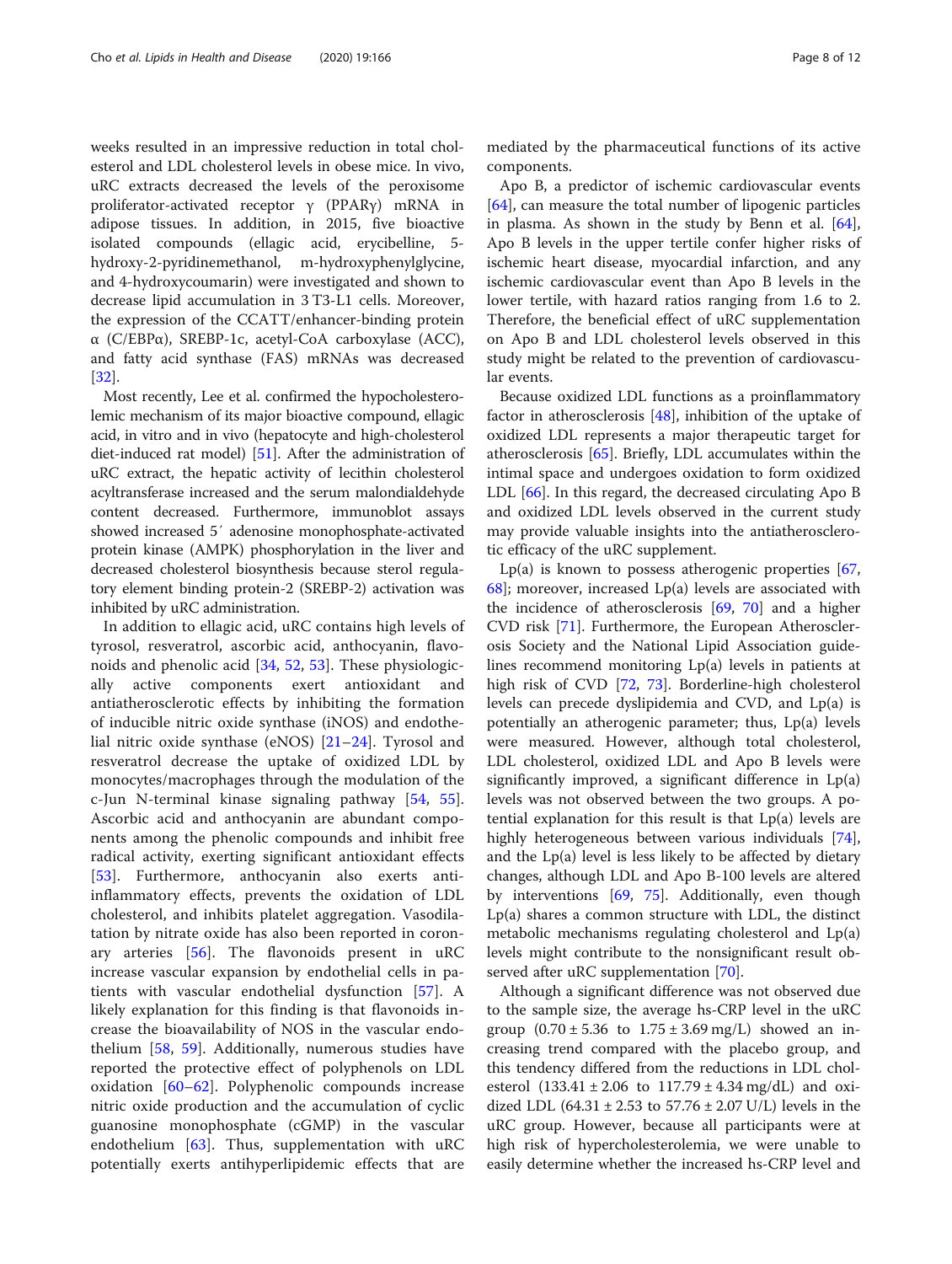weeks resulted in an impressive reduction in total cholesterol and LDL cholesterol levels in obese mice. In vivo, uRC extracts decreased the levels of the peroxisome proliferator-activated receptor γ (PPARγ) mRNA in adipose tissues. In addition, in 2015, five bioactive isolated compounds (ellagic acid, erycibelline, 5-hydroxy-2-pyridinemethanol, m-hydroxyphenylglycine, and 4-hydroxycoumarin) were investigated and shown to decrease lipid accumulation in 3 T3-L1 cells. Moreover, the expression of the CCATT/enhancer-binding protein α (C/EBPα), SREBP-1c, acetyl-CoA carboxylase (ACC), and fatty acid synthase (FAS) mRNAs was decreased [32].

Most recently, Lee et al. confirmed the hypocholesterolemic mechanism of its major bioactive compound, ellagic acid, in vitro and in vivo (hepatocyte and high-cholesterol diet-induced rat model) [51]. After the administration of uRC extract, the hepatic activity of lecithin cholesterol acyltransferase increased and the serum malondialdehyde content decreased. Furthermore, immunoblot assays showed increased 5′ adenosine monophosphate-activated protein kinase (AMPK) phosphorylation in the liver and decreased cholesterol biosynthesis because sterol regulatory element binding protein-2 (SREBP-2) activation was inhibited by uRC administration.

In addition to ellagic acid, uRC contains high levels of tyrosol, resveratrol, ascorbic acid, anthocyanin, flavonoids and phenolic acid [34, 52, 53]. These physiologically active components exert antioxidant and antiatherosclerotic effects by inhibiting the formation of inducible nitric oxide synthase (iNOS) and endothelial nitric oxide synthase (eNOS) [21–24]. Tyrosol and resveratrol decrease the uptake of oxidized LDL by monocytes/macrophages through the modulation of the c-Jun N-terminal kinase signaling pathway [54, 55]. Ascorbic acid and anthocyanin are abundant components among the phenolic compounds and inhibit free radical activity, exerting significant antioxidant effects [53]. Furthermore, anthocyanin also exerts anti-inflammatory effects, prevents the oxidation of LDL cholesterol, and inhibits platelet aggregation. Vasodilatation by nitrate oxide has also been reported in coronary arteries [56]. The flavonoids present in uRC increase vascular expansion by endothelial cells in patients with vascular endothelial dysfunction [57]. A likely explanation for this finding is that flavonoids increase the bioavailability of NOS in the vascular endothelium [58, 59]. Additionally, numerous studies have reported the protective effect of polyphenols on LDL oxidation [60–62]. Polyphenolic compounds increase nitric oxide production and the accumulation of cyclic guanosine monophosphate (cGMP) in the vascular endothelium [63]. Thus, supplementation with uRC potentially exerts antihyperlipidemic effects that are mediated by the pharmaceutical functions of its active components.

Apo B, a predictor of ischemic cardiovascular events [64], can measure the total number of lipogenic particles in plasma. As shown in the study by Benn et al. [64], Apo B levels in the upper tertile confer higher risks of ischemic heart disease, myocardial infarction, and any ischemic cardiovascular event than Apo B levels in the lower tertile, with hazard ratios ranging from 1.6 to 2. Therefore, the beneficial effect of uRC supplementation on Apo B and LDL cholesterol levels observed in this study might be related to the prevention of cardiovascular events.

Because oxidized LDL functions as a proinflammatory factor in atherosclerosis [48], inhibition of the uptake of oxidized LDL represents a major therapeutic target for atherosclerosis [65]. Briefly, LDL accumulates within the intimal space and undergoes oxidation to form oxidized LDL [66]. In this regard, the decreased circulating Apo B and oxidized LDL levels observed in the current study may provide valuable insights into the antiatherosclerotic efficacy of the uRC supplement.

Lp(a) is known to possess atherogenic properties [67, 68]; moreover, increased Lp(a) levels are associated with the incidence of atherosclerosis [69, 70] and a higher CVD risk [71]. Furthermore, the European Atherosclerosis Society and the National Lipid Association guidelines recommend monitoring Lp(a) levels in patients at high risk of CVD [72, 73]. Borderline-high cholesterol levels can precede dyslipidemia and CVD, and Lp(a) is potentially an atherogenic parameter; thus, Lp(a) levels were measured. However, although total cholesterol, LDL cholesterol, oxidized LDL and Apo B levels were significantly improved, a significant difference in Lp(a) levels was not observed between the two groups. A potential explanation for this result is that Lp(a) levels are highly heterogeneous between various individuals [74], and the Lp(a) level is less likely to be affected by dietary changes, although LDL and Apo B-100 levels are altered by interventions [69, 75]. Additionally, even though Lp(a) shares a common structure with LDL, the distinct metabolic mechanisms regulating cholesterol and Lp(a) levels might contribute to the nonsignificant result observed after uRC supplementation [70].

Although a significant difference was not observed due to the sample size, the average hs-CRP level in the uRC group ($0.70 \pm 5.36$ to $1.75 \pm 3.69$ mg/L) showed an increasing trend compared with the placebo group, and this tendency differed from the reductions in LDL cholesterol ($133.41 \pm 2.06$ to $117.79 \pm 4.34$ mg/dL) and oxidized LDL ($64.31 \pm 2.53$ to $57.76 \pm 2.07$ U/L) levels in the uRC group. However, because all participants were at high risk of hypercholesterolemia, we were unable to easily determine whether the increased hs-CRP level and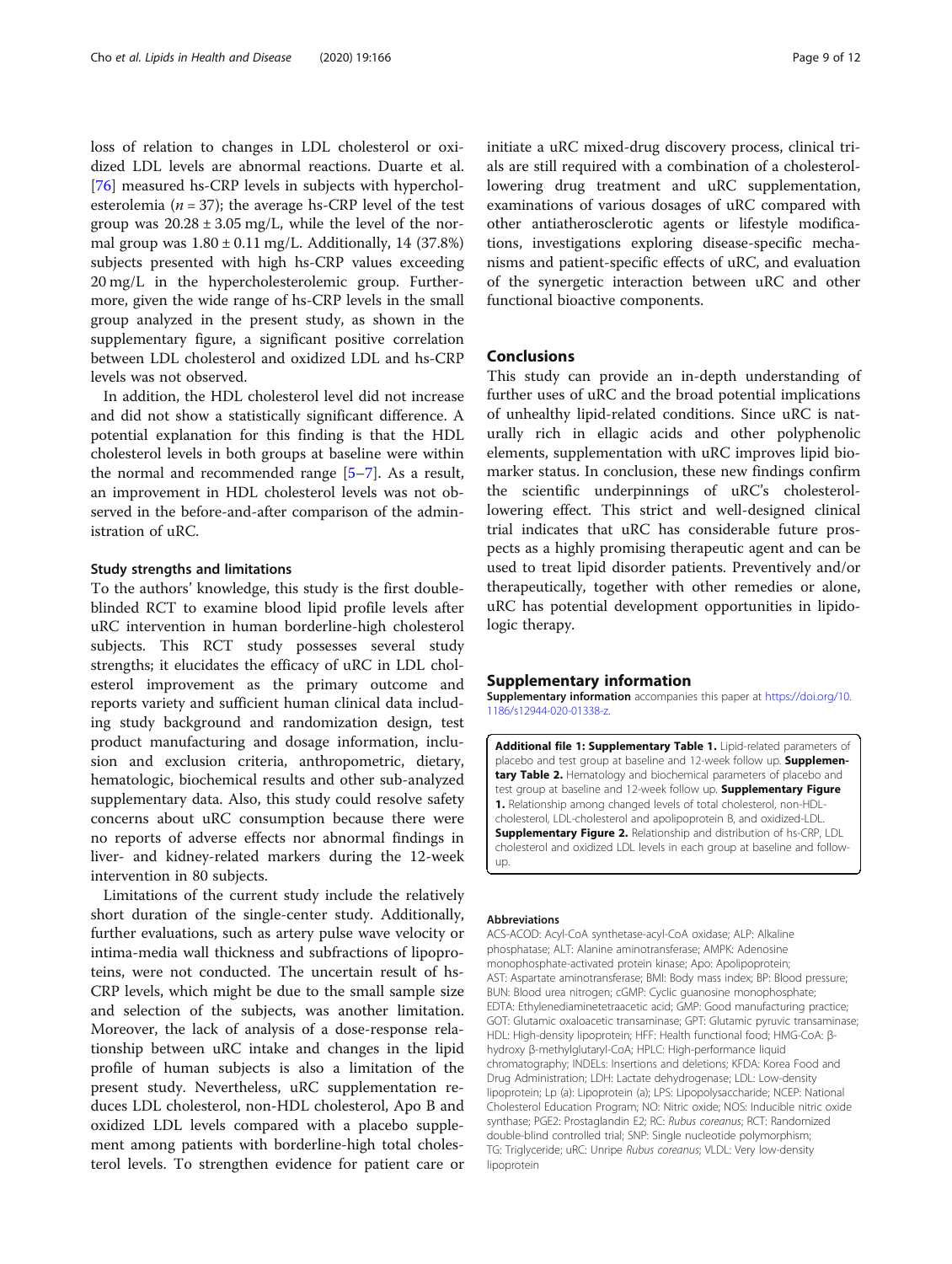loss of relation to changes in LDL cholesterol or oxidized LDL levels are abnormal reactions. Duarte et al. [76] measured hs-CRP levels in subjects with hypercholesterolemia ($n = 37$); the average hs-CRP level of the test group was $20.28 \pm 3.05$ mg/L, while the level of the normal group was $1.80 \pm 0.11$ mg/L. Additionally, 14 (37.8%) subjects presented with high hs-CRP values exceeding 20 mg/L in the hypercholesterolemic group. Furthermore, given the wide range of hs-CRP levels in the small group analyzed in the present study, as shown in the supplementary figure, a significant positive correlation between LDL cholesterol and oxidized LDL and hs-CRP levels was not observed.

In addition, the HDL cholesterol level did not increase and did not show a statistically significant difference. A potential explanation for this finding is that the HDL cholesterol levels in both groups at baseline were within the normal and recommended range [5–7]. As a result, an improvement in HDL cholesterol levels was not observed in the before-and-after comparison of the administration of uRC.

### Study strengths and limitations

To the authors' knowledge, this study is the first double-blinded RCT to examine blood lipid profile levels after uRC intervention in human borderline-high cholesterol subjects. This RCT study possesses several study strengths; it elucidates the efficacy of uRC in LDL cholesterol improvement as the primary outcome and reports variety and sufficient human clinical data including study background and randomization design, test product manufacturing and dosage information, inclusion and exclusion criteria, anthropometric, dietary, hematologic, biochemical results and other sub-analyzed supplementary data. Also, this study could resolve safety concerns about uRC consumption because there were no reports of adverse effects nor abnormal findings in liver- and kidney-related markers during the 12-week intervention in 80 subjects.

Limitations of the current study include the relatively short duration of the single-center study. Additionally, further evaluations, such as artery pulse wave velocity or intima-media wall thickness and subfractions of lipoproteins, were not conducted. The uncertain result of hs-CRP levels, which might be due to the small sample size and selection of the subjects, was another limitation. Moreover, the lack of analysis of a dose-response relationship between uRC intake and changes in the lipid profile of human subjects is also a limitation of the present study. Nevertheless, uRC supplementation reduces LDL cholesterol, non-HDL cholesterol, Apo B and oxidized LDL levels compared with a placebo supplement among patients with borderline-high total cholesterol levels. To strengthen evidence for patient care or initiate a uRC mixed-drug discovery process, clinical trials are still required with a combination of a cholesterol-lowering drug treatment and uRC supplementation, examinations of various dosages of uRC compared with other antiatherosclerotic agents or lifestyle modifications, investigations exploring disease-specific mechanisms and patient-specific effects of uRC, and evaluation of the synergetic interaction between uRC and other functional bioactive components.

## Conclusions

This study can provide an in-depth understanding of further uses of uRC and the broad potential implications of unhealthy lipid-related conditions. Since uRC is naturally rich in ellagic acids and other polyphenolic elements, supplementation with uRC improves lipid biomarker status. In conclusion, these new findings confirm the scientific underpinnings of uRC's cholesterol-lowering effect. This strict and well-designed clinical trial indicates that uRC has considerable future prospects as a highly promising therapeutic agent and can be used to treat lipid disorder patients. Preventively and/or therapeutically, together with other remedies or alone, uRC has potential development opportunities in lipidologic therapy.

## Supplementary information

**Supplementary information** accompanies this paper at https://doi.org/10.1186/s12944-020-01338-z.

**Additional file 1: Supplementary Table 1.** Lipid-related parameters of placebo and test group at baseline and 12-week follow up. **Supplementary Table 2.** Hematology and biochemical parameters of placebo and test group at baseline and 12-week follow up. **Supplementary Figure 1.** Relationship among changed levels of total cholesterol, non-HDL-cholesterol, LDL-cholesterol and apolipoprotein B, and oxidized-LDL. **Supplementary Figure 2.** Relationship and distribution of hs-CRP, LDL cholesterol and oxidized LDL levels in each group at baseline and follow-up.

#### Abbreviations

ACS-ACOD: Acyl-CoA synthetase-acyl-CoA oxidase; ALP: Alkaline phosphatase; ALT: Alanine aminotransferase; AMPK: Adenosine monophosphate-activated protein kinase; Apo: Apolipoprotein; AST: Aspartate aminotransferase; BMI: Body mass index; BP: Blood pressure; BUN: Blood urea nitrogen; cGMP: Cyclic guanosine monophosphate; EDTA: Ethylenediaminetetraacetic acid; GMP: Good manufacturing practice; GOT: Glutamic oxaloacetic transaminase; GPT: Glutamic pyruvic transaminase; HDL: High-density lipoprotein; HFF: Health functional food; HMG-CoA: β-hydroxy β-methylglutaryl-CoA; HPLC: High-performance liquid chromatography; INDELs: Insertions and deletions; KFDA: Korea Food and Drug Administration; LDH: Lactate dehydrogenase; LDL: Low-density lipoprotein; LPS: Lipopolysaccharide; Lp (a): Lipoprotein (a); NCEP: National Cholesterol Education Program; NO: Nitric oxide; NOS: Inducible nitric oxide synthase; PGE2: Prostaglandin E2; RC: *Rubus coreanus*; RCT: Randomized double-blind controlled trial; SNP: Single nucleotide polymorphism; TG: Triglyceride; uRC: Unripe *Rubus coreanus*; VLDL: Very low-density lipoprotein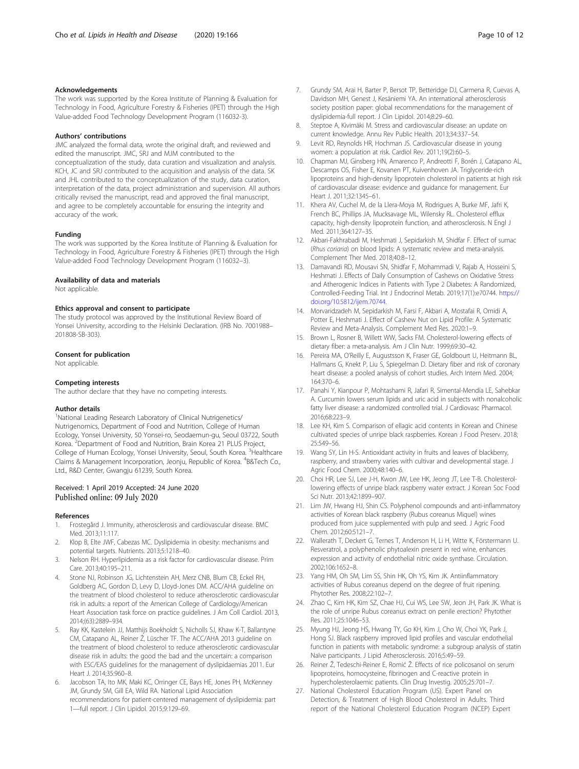### Acknowledgements

The work was supported by the Korea Institute of Planning & Evaluation for Technology in Food, Agriculture Forestry & Fisheries (IPET) through the High Value-added Food Technology Development Program (116032-3).

### Authors' contributions

JMC analyzed the formal data, wrote the original draft, and reviewed and edited the manuscript. JMC, SRJ and MJM contributed to the conceptualization of the study, data curation and visualization and analysis. KCH, JC and SRJ contributed to the acquisition and analysis of the data. SK and JHL contributed to the conceptualization of the study, data curation, interpretation of the data, project administration and supervision. All authors critically revised the manuscript, read and approved the final manuscript, and agree to be completely accountable for ensuring the integrity and accuracy of the work.

### Funding

The work was supported by the Korea Institute of Planning & Evaluation for Technology in Food, Agriculture Forestry & Fisheries (IPET) through the High Value-added Food Technology Development Program (116032–3).

### Availability of data and materials

Not applicable.

### Ethics approval and consent to participate

The study protocol was approved by the Institutional Review Board of Yonsei University, according to the Helsinki Declaration. (IRB No. 7001988–201808-SB-303).

### Consent for publication

Not applicable.

### Competing interests

The author declare that they have no competing interests.

### Author details

[1]National Leading Research Laboratory of Clinical Nutrigenetics/ Nutrigenomics, Department of Food and Nutrition, College of Human Ecology, Yonsei University, 50 Yonsei-ro, Seodaemun-gu, Seoul 03722, South Korea. [2]Department of Food and Nutrition, Brain Korea 21 PLUS Project, College of Human Ecology, Yonsei University, Seoul, South Korea. [3]Healthcare Claims & Management Incorporation, Jeonju, Republic of Korea. [4]B&Tech Co., Ltd., R&D Center, Gwangju 61239, South Korea.

Received: 1 April 2019 Accepted: 24 June 2020
Published online: 09 July 2020

### References

1. Frostegård J. Immunity, atherosclerosis and cardiovascular disease. BMC Med. 2013;11:117.
2. Klop B, Elte JWF, Cabezas MC. Dyslipidemia in obesity: mechanisms and potential targets. Nutrients. 2013;5:1218–40.
3. Nelson RH. Hyperlipidemia as a risk factor for cardiovascular disease. Prim Care. 2013;40:195–211.
4. Stone NJ, Robinson JG, Lichtenstein AH, Merz CNB, Blum CB, Eckel RH, Goldberg AC, Gordon D, Levy D, Lloyd-Jones DM. ACC/AHA guideline on the treatment of blood cholesterol to reduce atherosclerotic cardiovascular risk in adults: a report of the American College of Cardiology/American Heart Association task force on practice guidelines. J Am Coll Cardiol. 2013, 2014;(63):2889–934.
5. Ray KK, Kastelein JJ, Matthijs Boekholdt S, Nicholls SJ, Khaw K-T, Ballantyne CM, Catapano AL, Reiner Ž, Lüscher TF. The ACC/AHA 2013 guideline on the treatment of blood cholesterol to reduce atherosclerotic cardiovascular disease risk in adults: the good the bad and the uncertain: a comparison with ESC/EAS guidelines for the management of dyslipidaemias 2011. Eur Heart J. 2014;35:960–8.
6. Jacobson TA, Ito MK, Maki KC, Orringer CE, Bays HE, Jones PH, McKenney JM, Grundy SM, Gill EA, Wild RA. National Lipid Association recommendations for patient-centered management of dyslipidemia: part 1—full report. J Clin Lipidol. 2015;9:129–69.
7. Grundy SM, Arai H, Barter P, Bersot TP, Betteridge DJ, Carmena R, Cuevas A, Davidson MH, Genest J, Kesäniemi YA. An international atherosclerosis society position paper: global recommendations for the management of dyslipidemia-full report. J Clin Lipidol. 2014;8:29–60.
8. Steptoe A, Kivimäki M. Stress and cardiovascular disease: an update on current knowledge. Annu Rev Public Health. 2013;34:337–54.
9. Levit RD, Reynolds HR, Hochman JS. Cardiovascular disease in young women: a population at risk. Cardiol Rev. 2011;19(2):60–5.
10. Chapman MJ, Ginsberg HN, Amarenco P, Andreotti F, Borén J, Catapano AL, Descamps OS, Fisher E, Kovanen PT, Kuivenhoven JA. Triglyceride-rich lipoproteins and high-density lipoprotein cholesterol in patients at high risk of cardiovascular disease: evidence and guidance for management. Eur Heart J. 2011;32:1345–61.
11. Khera AV, Cuchel M, de la Llera-Moya M, Rodrigues A, Burke MF, Jafri K, French BC, Phillips JA, Mucksavage ML, Wilensky RL. Cholesterol efflux capacity, high-density lipoprotein function, and atherosclerosis. N Engl J Med. 2011;364:127–35.
12. Akbari-Fakhrabadi M, Heshmati J, Sepidarkish M, Shidfar F. Effect of sumac (*Rhus coriaria*) on blood lipids: A systematic review and meta-analysis. Complement Ther Med. 2018;40:8–12.
13. Damavandi RD, Mousavi SN, Shidfar F, Mohammadi V, Rajab A, Hosseini S, Heshmati J. Effects of Daily Consumption of Cashews on Oxidative Stress and Atherogenic Indices in Patients with Type 2 Diabetes: A Randomized, Controlled-Feeding Trial. Int J Endocrinol Metab. 2019;17(1):e70744. https://doi.org/10.5812/ijem.70744.
14. Morvaridzadeh M, Sepidarkish M, Farsi F, Akbari A, Mostafai R, Omidi A, Potter E, Heshmati J. Effect of Cashew Nut on Lipid Profile: A Systematic Review and Meta-Analysis. Complement Med Res. 2020:1–9.
15. Brown L, Rosner B, Willett WW, Sacks FM. Cholesterol-lowering effects of dietary fiber: a meta-analysis. Am J Clin Nutr. 1999;69:30–42.
16. Pereira MA, O'Reilly E, Augustsson K, Fraser GE, Goldbourt U, Heitmann BL, Hallmans G, Knekt P, Liu S, Spiegelman D. Dietary fiber and risk of coronary heart disease: a pooled analysis of cohort studies. Arch Intern Med. 2004;164:370–6.
17. Panahi Y, Kianpour P, Mohtashami R, Jafari R, Simental-Mendía LE, Sahebkar A. Curcumin lowers serum lipids and uric acid in subjects with nonalcoholic fatty liver disease: a randomized controlled trial. J Cardiovasc Pharmacol. 2016;68:223–9.
18. Lee KH, Kim S. Comparison of ellagic acid contents in Korean and Chinese cultivated species of unripe black raspberries. Korean J Food Preserv. 2018;25:549–56.
19. Wang SY, Lin H-S. Antioxidant activity in fruits and leaves of blackberry, raspberry, and strawberry varies with cultivar and developmental stage. J Agric Food Chem. 2000;48:140–6.
20. Choi HR, Lee SJ, Lee J-H, Kwon JW, Lee HK, Jeong JT, Lee T-B. Cholesterol-lowering effects of unripe black raspberry water extract. J Korean Soc Food Sci Nutr. 2013;42:1899–907.
21. Lim JW, Hwang HJ, Shin CS. Polyphenol compounds and anti-inflammatory activities of Korean black raspberry (Rubus coreanus Miquel) wines produced from juice supplemented with pulp and seed. J Agric Food Chem. 2012;60:5121–7.
22. Wallerath T, Deckert G, Ternes T, Anderson H, Li H, Witte K, Förstermann U. Resveratrol, a polyphenolic phytoalexin present in red wine, enhances expression and activity of endothelial nitric oxide synthase. Circulation. 2002;106:1652–8.
23. Yang HM, Oh SM, Lim SS, Shin HK, Oh YS, Kim JK. Antiinflammatory activities of Rubus coreanus depend on the degree of fruit ripening. Phytother Res. 2008;22:102–7.
24. Zhao C, Kim HK, Kim SZ, Chae HJ, Cui WS, Lee SW, Jeon JH, Park JK. What is the role of unripe Rubus coreanus extract on penile erection? Phytother Res. 2011;25:1046–53.
25. Myung HJ, Jeong HS, Hwang TY, Go KH, Kim J, Cho W, Choi YK, Park J, Hong SJ. Black raspberry improved lipid profiles and vascular endothelial function in patients with metabolic syndrome: a subgroup analysis of statin Naïve participants. J Lipid Atherosclerosis. 2016;5:49–59.
26. Reiner Ž, Tedeschi-Reiner E, Romić Ž. Effects of rice policosanol on serum lipoproteins, homocysteine, fibrinogen and C-reactive protein in hypercholesterolaemic patients. Clin Drug Investig. 2005;25:701–7.
27. National Cholesterol Education Program (US). Expert Panel on Detection, & Treatment of High Blood Cholesterol in Adults. Third report of the National Cholesterol Education Program (NCEP) Expert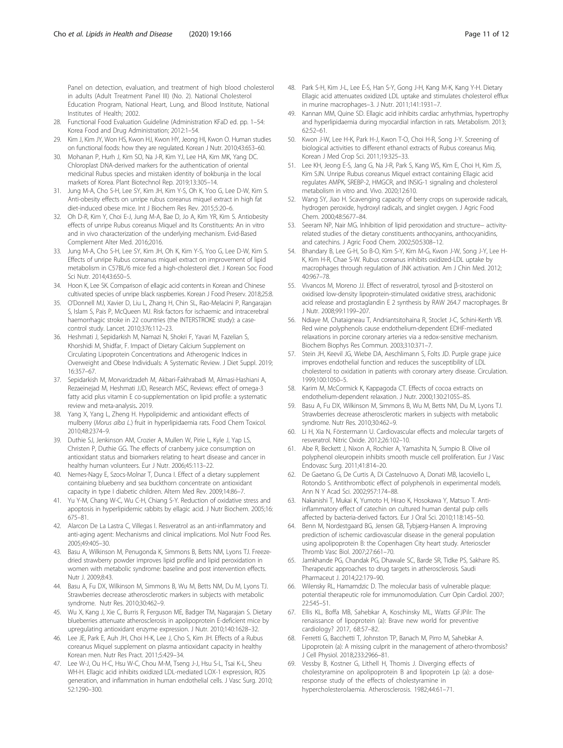Panel on detection, evaluation, and treatment of high blood cholesterol in adults (Adult Treatment Panel III) (No. 2). National Cholesterol Education Program, National Heart, Lung, and Blood Institute, National Institutes of Health; 2002.

28. Functional Food Evaluation Guideline (Administration KFaD ed. pp. 1–54: Korea Food and Drug Administration; 2012:1–54.
29. Kim J, Kim JY, Won HS, Kwon HJ, Kwon HY, Jeong HI, Kwon O. Human studies on functional foods: how they are regulated. Korean J Nutr. 2010;43:653–60.
30. Mohanan P, Hurh J, Kim SO, Na J-R, Kim YJ, Lee HA, Kim MK, Yang DC. Chloroplast DNA-derived markers for the authentication of oriental medicinal Rubus species and mistaken identity of bokbunja in the local markets of Korea. Plant Biotechnol Rep. 2019;13:305–14.
31. Jung M-A, Cho S-H, Lee SY, Kim JH, Kim Y-S, Oh K, Yoo G, Lee D-W, Kim S. Anti-obesity effects on unripe rubus coreanus miquel extract in high fat diet-induced obese mice. Int J Biochem Res Rev. 2015;5:20–6.
32. Oh D-R, Kim Y, Choi E-J, Jung M-A, Bae D, Jo A, Kim YR, Kim S. Antiobesity effects of unripe Rubus coreanus Miquel and Its Constituents: An in vitro and in vivo characterization of the underlying mechanism. Evid-Based Complement Alter Med. 2016;2016.
33. Jung M-A, Cho S-H, Lee SY, Kim JH, Oh K, Kim Y-S, Yoo G, Lee D-W, Kim S. Effects of unripe Rubus coreanus miquel extract on improvement of lipid metabolism in C57BL/6 mice fed a high-cholesterol diet. J Korean Soc Food Sci Nutr. 2014;43:650–5.
34. Hoon K, Lee SK. Comparison of ellagic acid contents in Korean and Chinese cultivated species of unripe black raspberries. Korean J Food Preserv. 2018;25:8.
35. O'Donnell MJ, Xavier D, Liu L, Zhang H, Chin SL, Rao-Melacini P, Rangarajan S, Islam S, Pais P, McQueen MJ. Risk factors for ischaemic and intracerebral haemorrhagic stroke in 22 countries (the INTERSTROKE study): a case-control study. Lancet. 2010;376:112–23.
36. Heshmati J, Sepidarkish M, Namazi N, Shokri F, Yavari M, Fazelian S, Khorshidi M, Shidfar, F. Impact of Dietary Calcium Supplement on Circulating Lipoprotein Concentrations and Atherogenic Indices in Overweight and Obese Individuals: A Systematic Review. J Diet Suppl. 2019; 16:357–67.
37. Sepidarkish M, Morvaridzadeh M, Akbari-Fakhrabadi M, Almasi-Hashiani A, Rezaeinejad M, Heshmati JJD, Research MSC, Reviews: effect of omega-3 fatty acid plus vitamin E co-supplementation on lipid profile: a systematic review and meta-analysis. 2019.
38. Yang X, Yang L, Zheng H. Hypolipidemic and antioxidant effects of mulberry (*Morus alba L.*) fruit in hyperlipidaemia rats. Food Chem Toxicol. 2010;48:2374–9.
39. Duthie SJ, Jenkinson AM, Crozier A, Mullen W, Pirie L, Kyle J, Yap LS, Christen P, Duthie GG. The effects of cranberry juice consumption on antioxidant status and biomarkers relating to heart disease and cancer in healthy human volunteers. Eur J Nutr. 2006;45:113–22.
40. Nemes-Nagy E, Szocs-Molnar T, Dunca I. Effect of a dietary supplement containing blueberry and sea buckthorn concentrate on antioxidant capacity in type I diabetic children. Altern Med Rev. 2009;14:86–7.
41. Yu Y-M, Chang W-C, Wu C-H, Chiang S-Y. Reduction of oxidative stress and apoptosis in hyperlipidemic rabbits by ellagic acid. J Nutr Biochem. 2005;16: 675–81.
42. Alarcon De La Lastra C, Villegas I. Resveratrol as an anti-inflammatory and anti-aging agent: Mechanisms and clinical implications. Mol Nutr Food Res. 2005;49:405–30.
43. Basu A, Wilkinson M, Penugonda K, Simmons B, Betts NM, Lyons TJ. Freeze-dried strawberry powder improves lipid profile and lipid peroxidation in women with metabolic syndrome: baseline and post intervention effects. Nutr J. 2009;8:43.
44. Basu A, Fu DX, Wilkinson M, Simmons B, Wu M, Betts NM, Du M, Lyons TJ. Strawberries decrease atherosclerotic markers in subjects with metabolic syndrome. Nutr Res. 2010;30:462–9.
45. Wu X, Kang J, Xie C, Burris R, Ferguson ME, Badger TM, Nagarajan S. Dietary blueberries attenuate atherosclerosis in apolipoprotein E-deficient mice by upregulating antioxidant enzyme expression. J Nutr. 2010;140:1628–32.
46. Lee JE, Park E, Auh JH, Choi H-K, Lee J, Cho S, Kim JH. Effects of a Rubus coreanus Miquel supplement on plasma antioxidant capacity in healthy Korean men. Nutr Res Pract. 2011;5:429–34.
47. Lee W-J, Ou H-C, Hsu W-C, Chou M-M, Tseng J-J, Hsu S-L, Tsai K-L, Sheu WH-H. Ellagic acid inhibits oxidized LDL-mediated LOX-1 expression, ROS generation, and inflammation in human endothelial cells. J Vasc Surg. 2010; 52:1290–300.
48. Park S-H, Kim J-L, Lee E-S, Han S-Y, Gong J-H, Kang M-K, Kang Y-H. Dietary Ellagic acid attenuates oxidized LDL uptake and stimulates cholesterol efflux in murine macrophages–3. J Nutr. 2011;141:1931–7.
49. Kannan MM, Quine SD. Ellagic acid inhibits cardiac arrhythmias, hypertrophy and hyperlipidaemia during myocardial infarction in rats. Metabolism. 2013; 62:52–61.
50. Kwon J-W, Lee H-K, Park H-J, Kwon T-O, Choi H-R, Song J-Y. Screening of biological activities to different ethanol extracts of Rubus coreanus Miq. Korean J Med Crop Sci. 2011;19:325–33.
51. Lee KH, Jeong E-S, Jang G, Na J-R, Park S, Kang WS, Kim E, Choi H, Kim JS, Kim SJN. Unripe Rubus coreanus Miquel extract containing Ellagic acid regulates AMPK, SREBP-2, HMGCR, and INSIG-1 signaling and cholesterol metabolism in vitro and. Vivo. 2020;12:610.
52. Wang SY, Jiao H. Scavenging capacity of berry crops on superoxide radicals, hydrogen peroxide, hydroxyl radicals, and singlet oxygen. J Agric Food Chem. 2000;48:5677–84.
53. Seeram NP, Nair MG. Inhibition of lipid peroxidation and structure– activity-related studies of the dietary constituents anthocyanins, anthocyanidins, and catechins. J Agric Food Chem. 2002;50:5308–12.
54. Bhandary B, Lee G-H, So B-O, Kim S-Y, Kim M-G, Kwon J-W, Song J-Y, Lee H-K, Kim H-R, Chae S-W. Rubus coreanus inhibits oxidized-LDL uptake by macrophages through regulation of JNK activation. Am J Chin Med. 2012; 40:967–78.
55. Vivancos M, Moreno JJ. Effect of resveratrol, tyrosol and β-sitosterol on oxidised low-density lipoprotein-stimulated oxidative stress, arachidonic acid release and prostaglandin E 2 synthesis by RAW 264.7 macrophages. Br J Nutr. 2008;99:1199–207.
56. Ndiaye M, Chataigneau T, Andriantsitohaina R, Stoclet J-C, Schini-Kerth VB. Red wine polyphenols cause endothelium-dependent EDHF-mediated relaxations in porcine coronary arteries via a redox-sensitive mechanism. Biochem Biophys Res Commun. 2003;310:371–7.
57. Stein JH, Keevil JG, Wiebe DA, Aeschlimann S, Folts JD. Purple grape juice improves endothelial function and reduces the susceptibility of LDL cholesterol to oxidation in patients with coronary artery disease. Circulation. 1999;100:1050–5.
58. Karim M, McCormick K, Kappagoda CT. Effects of cocoa extracts on endothelium-dependent relaxation. J Nutr. 2000;130:2105S–8S.
59. Basu A, Fu DX, Wilkinson M, Simmons B, Wu M, Betts NM, Du M, Lyons TJ. Strawberries decrease atherosclerotic markers in subjects with metabolic syndrome. Nutr Res. 2010;30:462–9.
60. Li H, Xia N, Förstermann U. Cardiovascular effects and molecular targets of resveratrol. Nitric Oxide. 2012;26:102–10.
61. Abe R, Beckett J, Nixon A, Rochier A, Yamashita N, Sumpio B. Olive oil polyphenol oleuropein inhibits smooth muscle cell proliferation. Eur J Vasc Endovasc Surg. 2011;41:814–20.
62. De Gaetano G, De Curtis A, Di Castelnuovo A, Donati MB, Iacoviello L, Rotondo S. Antithrombotic effect of polyphenols in experimental models. Ann N Y Acad Sci. 2002;957:174–88.
63. Nakanishi T, Mukai K, Yumoto H, Hirao K, Hosokawa Y, Matsuo T. Anti-inflammatory effect of catechin on cultured human dental pulp cells affected by bacteria-derived factors. Eur J Oral Sci. 2010;118:145–50.
64. Benn M, Nordestgaard BG, Jensen GB, Tybjærg-Hansen A. Improving prediction of ischemic cardiovascular disease in the general population using apolipoprotein B: the Copenhagen City heart study. Arterioscler Thromb Vasc Biol. 2007;27:661–70.
65. Jamkhande PG, Chandak PG, Dhawale SC, Barde SR, Tidke PS, Sakhare RS. Therapeutic approaches to drug targets in atherosclerosis. Saudi Pharmaceut J. 2014;22:179–90.
66. Wilensky RL, Hamamdzic D. The molecular basis of vulnerable plaque: potential therapeutic role for immunomodulation. Curr Opin Cardiol. 2007; 22:545–51.
67. Ellis KL, Boffa MB, Sahebkar A, Koschinsky ML, Watts GFJPiIr: The renaissance of lipoprotein (a): Brave new world for preventive cardiology? 2017, 68:57–82.
68. Ferretti G, Bacchetti T, Johnston TP, Banach M, Pirro M, Sahebkar A. Lipoprotein (a): A missing culprit in the management of athero-thrombosis? J Cell Physiol. 2018;233:2966–81.
69. Vessby B, Kostner G, Lithell H, Thomis J. Diverging effects of cholestyramine on apolipoprotein B and lipoprotein Lp (a): a dose-response study of the effects of cholestyramine in hypercholesterolaemia. Atherosclerosis. 1982;44:61–71.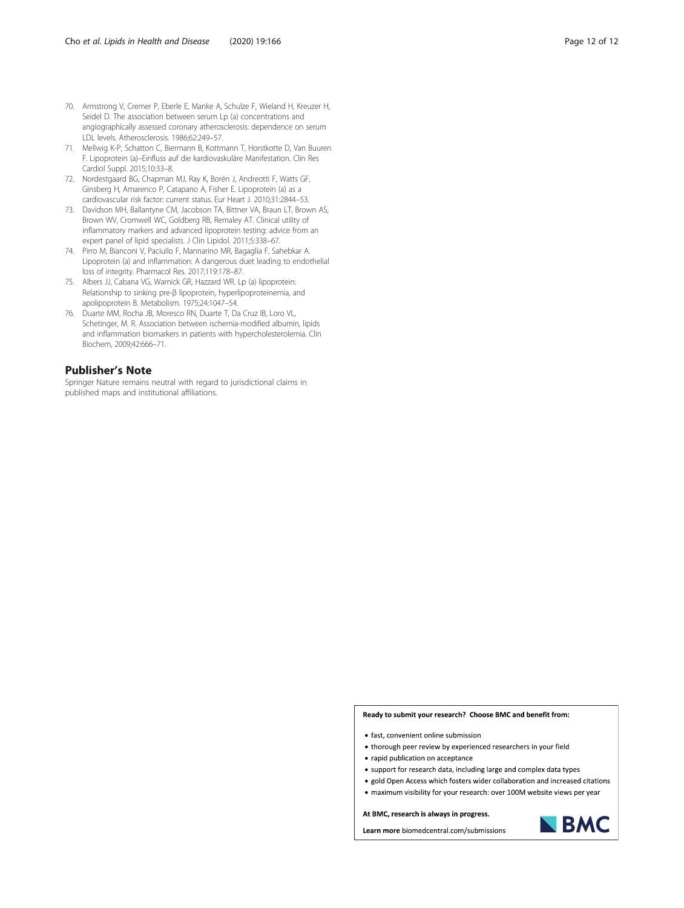70. Armstrong V, Cremer P, Eberle E, Manke A, Schulze F, Wieland H, Kreuzer H, Seidel D. The association between serum Lp (a) concentrations and angiographically assessed coronary atherosclerosis: dependence on serum LDL levels. Atherosclerosis. 1986;62:249–57.
71. Mellwig K-P, Schatton C, Biermann B, Kottmann T, Horstkotte D, Van Buuren F. Lipoprotein (a)–Einfluss auf die kardiovaskuläre Manifestation. Clin Res Cardiol Suppl. 2015;10:33–8.
72. Nordestgaard BG, Chapman MJ, Ray K, Borén J, Andreotti F, Watts GF, Ginsberg H, Amarenco P, Catapano A, Fisher E. Lipoprotein (a) as a cardiovascular risk factor: current status. Eur Heart J. 2010;31:2844–53.
73. Davidson MH, Ballantyne CM, Jacobson TA, Bittner VA, Braun LT, Brown AS, Brown WV, Cromwell WC, Goldberg RB, Remaley AT. Clinical utility of inflammatory markers and advanced lipoprotein testing: advice from an expert panel of lipid specialists. J Clin Lipidol. 2011;5:338–67.
74. Pirro M, Bianconi V, Paciullo F, Mannarino MR, Bagaglia F, Sahebkar A. Lipoprotein (a) and inflammation: A dangerous duet leading to endothelial loss of integrity. Pharmacol Res. 2017;119:178–87.
75. Albers JJ, Cabana VG, Warnick GR, Hazzard WR. Lp (a) lipoprotein: Relationship to sinking pre-β lipoprotein, hyperlipoproteinemia, and apolipoprotein B. Metabolism. 1975;24:1047–54.
76. Duarte MM, Rocha JB, Moresco RN, Duarte T, Da Cruz IB, Loro VL, Schetinger, M. R. Association between ischemia-modified albumin, lipids and inflammation biomarkers in patients with hypercholesterolemia. Clin Biochem, 2009;42:666–71.

## Publisher's Note

Springer Nature remains neutral with regard to jurisdictional claims in published maps and institutional affiliations.

**Ready to submit your research? Choose BMC and benefit from:**

- fast, convenient online submission
- thorough peer review by experienced researchers in your field
- rapid publication on acceptance
- support for research data, including large and complex data types
- gold Open Access which fosters wider collaboration and increased citations
- maximum visibility for your research: over 100M website views per year

**At BMC, research is always in progress.**

**Learn more** biomedcentral.com/submissions